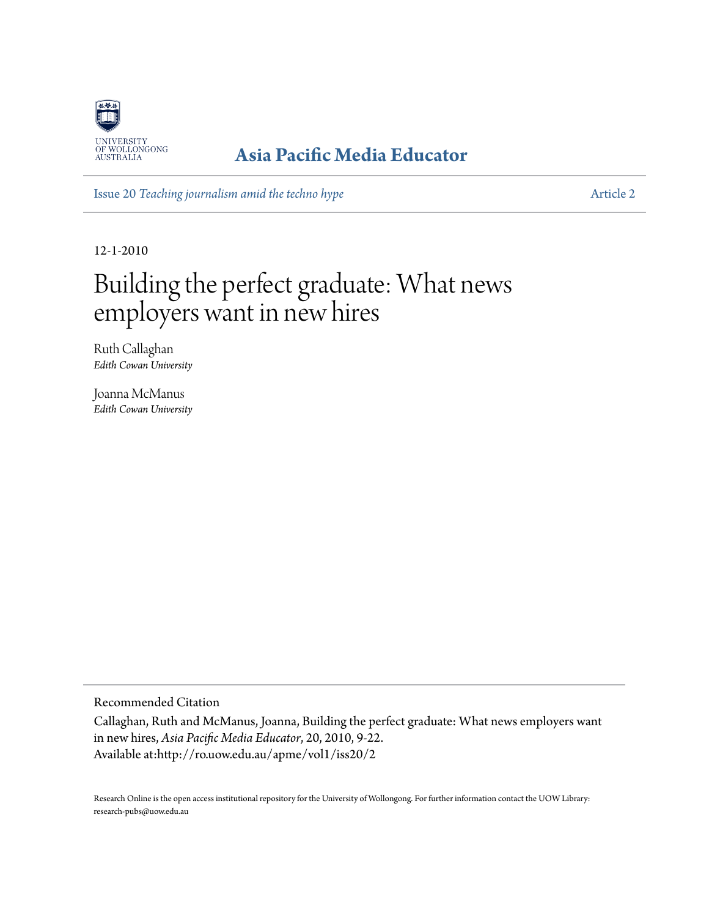UNIVERSITY OF WOLLONGONG AUSTRALIA

**Asia Pacific Media Educator**

Issue 20 *Teaching journalism amid the techno hype*

Article 2

12-1-2010

# Building the perfect graduate: What news employers want in new hires

Ruth Callaghan
*Edith Cowan University*

Joanna McManus
*Edith Cowan University*

Recommended Citation

Callaghan, Ruth and McManus, Joanna, Building the perfect graduate: What news employers want in new hires, *Asia Pacific Media Educator*, 20, 2010, 9-22.
Available at:http://ro.uow.edu.au/apme/vol1/iss20/2

Research Online is the open access institutional repository for the University of Wollongong. For further information contact the UOW Library: research-pubs@uow.edu.au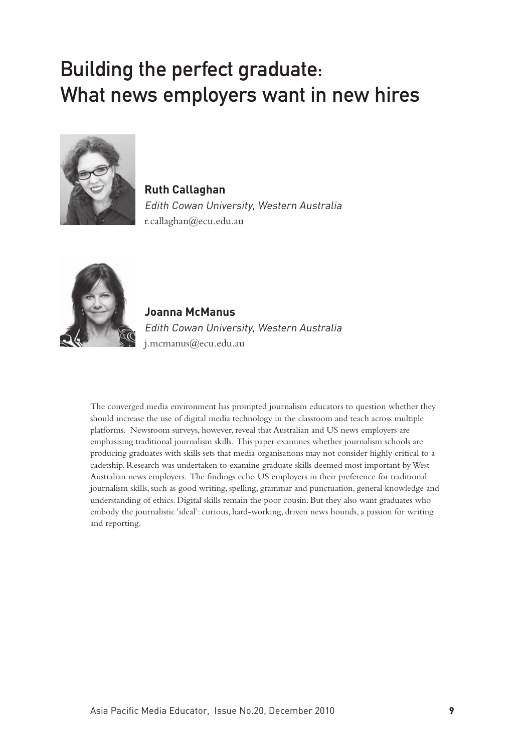# Building the perfect graduate: What news employers want in new hires

**Ruth Callaghan**
*Edith Cowan University, Western Australia*
r.callaghan@ecu.edu.au

**Joanna McManus**
*Edith Cowan University, Western Australia*
j.mcmanus@ecu.edu.au

The converged media environment has prompted journalism educators to question whether they should increase the use of digital media technology in the classroom and teach across multiple platforms. Newsroom surveys, however, reveal that Australian and US news employers are emphasising traditional journalism skills. This paper examines whether journalism schools are producing graduates with skills sets that media organisations may not consider highly critical to a cadetship. Research was undertaken to examine graduate skills deemed most important by West Australian news employers. The findings echo US employers in their preference for traditional journalism skills, such as good writing, spelling, grammar and punctuation, general knowledge and understanding of ethics. Digital skills remain the poor cousin. But they also want graduates who embody the journalistic 'ideal': curious, hard-working, driven news hounds, a passion for writing and reporting.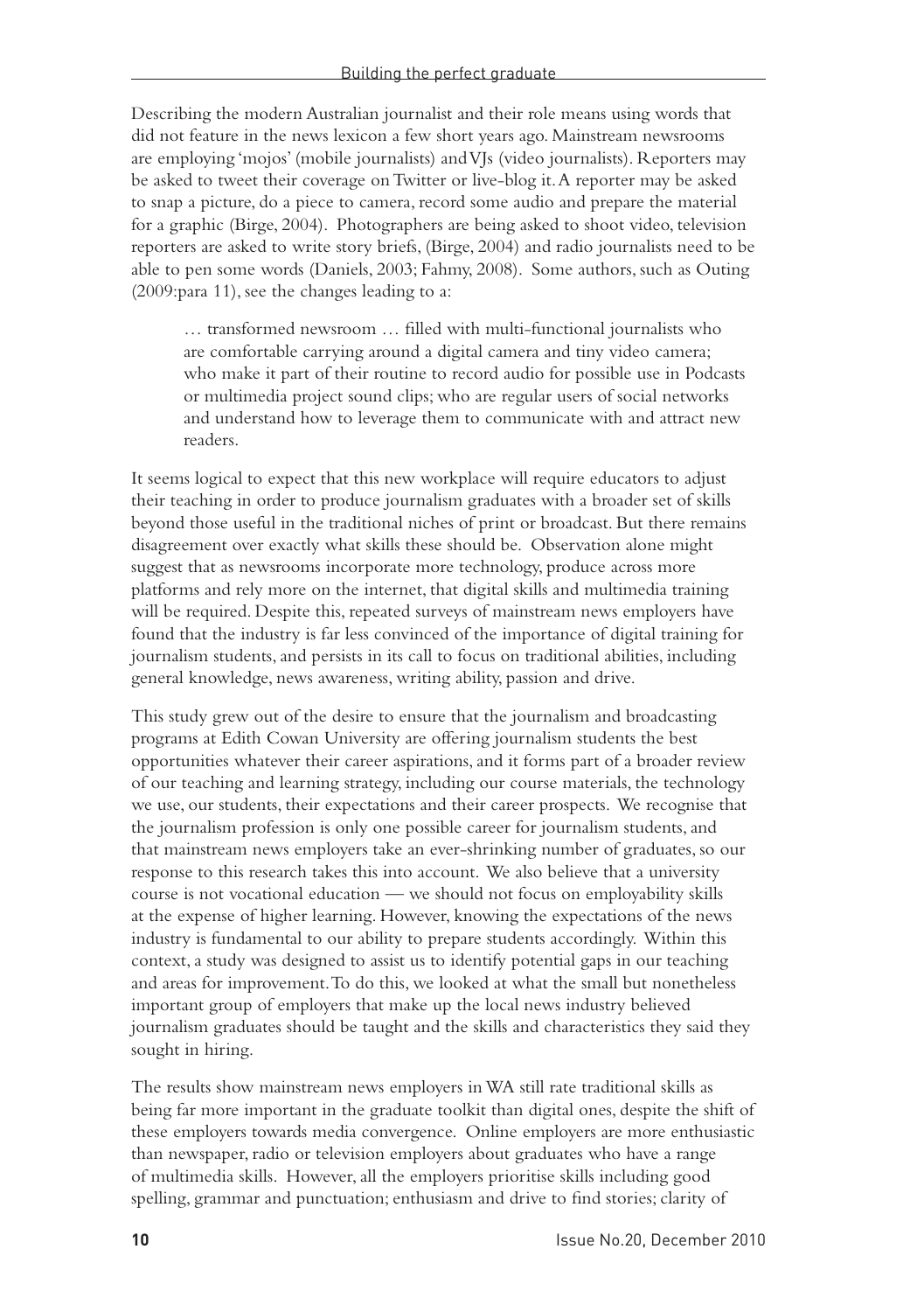Describing the modern Australian journalist and their role means using words that did not feature in the news lexicon a few short years ago. Mainstream newsrooms are employing 'mojos' (mobile journalists) and VJs (video journalists). Reporters may be asked to tweet their coverage on Twitter or live-blog it. A reporter may be asked to snap a picture, do a piece to camera, record some audio and prepare the material for a graphic (Birge, 2004). Photographers are being asked to shoot video, television reporters are asked to write story briefs, (Birge, 2004) and radio journalists need to be able to pen some words (Daniels, 2003; Fahmy, 2008). Some authors, such as Outing (2009:para 11), see the changes leading to a:

> … transformed newsroom … filled with multi-functional journalists who are comfortable carrying around a digital camera and tiny video camera; who make it part of their routine to record audio for possible use in Podcasts or multimedia project sound clips; who are regular users of social networks and understand how to leverage them to communicate with and attract new readers.

It seems logical to expect that this new workplace will require educators to adjust their teaching in order to produce journalism graduates with a broader set of skills beyond those useful in the traditional niches of print or broadcast. But there remains disagreement over exactly what skills these should be. Observation alone might suggest that as newsrooms incorporate more technology, produce across more platforms and rely more on the internet, that digital skills and multimedia training will be required. Despite this, repeated surveys of mainstream news employers have found that the industry is far less convinced of the importance of digital training for journalism students, and persists in its call to focus on traditional abilities, including general knowledge, news awareness, writing ability, passion and drive.

This study grew out of the desire to ensure that the journalism and broadcasting programs at Edith Cowan University are offering journalism students the best opportunities whatever their career aspirations, and it forms part of a broader review of our teaching and learning strategy, including our course materials, the technology we use, our students, their expectations and their career prospects. We recognise that the journalism profession is only one possible career for journalism students, and that mainstream news employers take an ever-shrinking number of graduates, so our response to this research takes this into account. We also believe that a university course is not vocational education — we should not focus on employability skills at the expense of higher learning. However, knowing the expectations of the news industry is fundamental to our ability to prepare students accordingly. Within this context, a study was designed to assist us to identify potential gaps in our teaching and areas for improvement. To do this, we looked at what the small but nonetheless important group of employers that make up the local news industry believed journalism graduates should be taught and the skills and characteristics they said they sought in hiring.

The results show mainstream news employers in WA still rate traditional skills as being far more important in the graduate toolkit than digital ones, despite the shift of these employers towards media convergence. Online employers are more enthusiastic than newspaper, radio or television employers about graduates who have a range of multimedia skills. However, all the employers prioritise skills including good spelling, grammar and punctuation; enthusiasm and drive to find stories; clarity of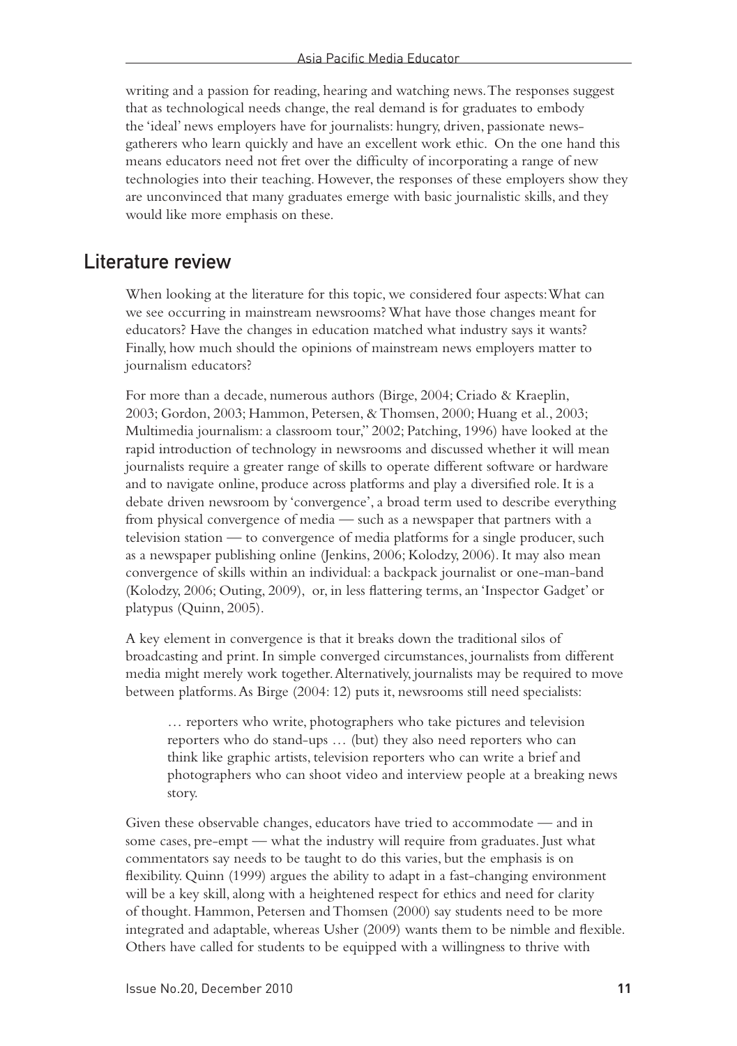writing and a passion for reading, hearing and watching news. The responses suggest that as technological needs change, the real demand is for graduates to embody the 'ideal' news employers have for journalists: hungry, driven, passionate news-gatherers who learn quickly and have an excellent work ethic. On the one hand this means educators need not fret over the difficulty of incorporating a range of new technologies into their teaching. However, the responses of these employers show they are unconvinced that many graduates emerge with basic journalistic skills, and they would like more emphasis on these.

## Literature review

When looking at the literature for this topic, we considered four aspects: What can we see occurring in mainstream newsrooms? What have those changes meant for educators? Have the changes in education matched what industry says it wants? Finally, how much should the opinions of mainstream news employers matter to journalism educators?

For more than a decade, numerous authors (Birge, 2004; Criado & Kraeplin, 2003; Gordon, 2003; Hammon, Petersen, & Thomsen, 2000; Huang et al., 2003; Multimedia journalism: a classroom tour," 2002; Patching, 1996) have looked at the rapid introduction of technology in newsrooms and discussed whether it will mean journalists require a greater range of skills to operate different software or hardware and to navigate online, produce across platforms and play a diversified role. It is a debate driven newsroom by 'convergence', a broad term used to describe everything from physical convergence of media — such as a newspaper that partners with a television station — to convergence of media platforms for a single producer, such as a newspaper publishing online (Jenkins, 2006; Kolodzy, 2006). It may also mean convergence of skills within an individual: a backpack journalist or one-man-band (Kolodzy, 2006; Outing, 2009), or, in less flattering terms, an 'Inspector Gadget' or platypus (Quinn, 2005).

A key element in convergence is that it breaks down the traditional silos of broadcasting and print. In simple converged circumstances, journalists from different media might merely work together. Alternatively, journalists may be required to move between platforms. As Birge (2004: 12) puts it, newsrooms still need specialists:

> … reporters who write, photographers who take pictures and television reporters who do stand-ups … (but) they also need reporters who can think like graphic artists, television reporters who can write a brief and photographers who can shoot video and interview people at a breaking news story.

Given these observable changes, educators have tried to accommodate — and in some cases, pre-empt — what the industry will require from graduates. Just what commentators say needs to be taught to do this varies, but the emphasis is on flexibility. Quinn (1999) argues the ability to adapt in a fast-changing environment will be a key skill, along with a heightened respect for ethics and need for clarity of thought. Hammon, Petersen and Thomsen (2000) say students need to be more integrated and adaptable, whereas Usher (2009) wants them to be nimble and flexible. Others have called for students to be equipped with a willingness to thrive with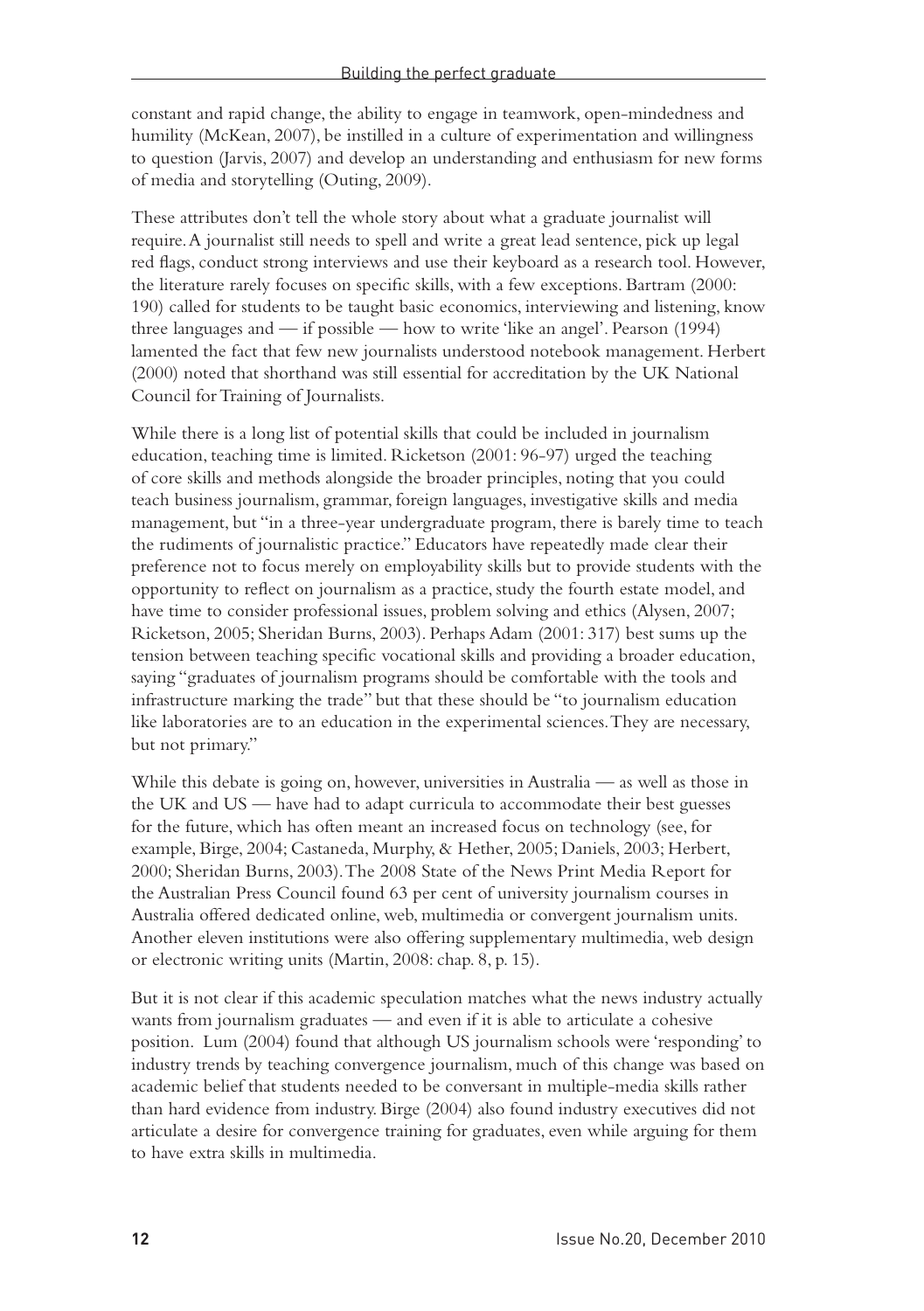constant and rapid change, the ability to engage in teamwork, open-mindedness and humility (McKean, 2007), be instilled in a culture of experimentation and willingness to question (Jarvis, 2007) and develop an understanding and enthusiasm for new forms of media and storytelling (Outing, 2009).

These attributes don't tell the whole story about what a graduate journalist will require. A journalist still needs to spell and write a great lead sentence, pick up legal red flags, conduct strong interviews and use their keyboard as a research tool. However, the literature rarely focuses on specific skills, with a few exceptions. Bartram (2000: 190) called for students to be taught basic economics, interviewing and listening, know three languages and — if possible — how to write 'like an angel'. Pearson (1994) lamented the fact that few new journalists understood notebook management. Herbert (2000) noted that shorthand was still essential for accreditation by the UK National Council for Training of Journalists.

While there is a long list of potential skills that could be included in journalism education, teaching time is limited. Ricketson (2001: 96-97) urged the teaching of core skills and methods alongside the broader principles, noting that you could teach business journalism, grammar, foreign languages, investigative skills and media management, but "in a three-year undergraduate program, there is barely time to teach the rudiments of journalistic practice." Educators have repeatedly made clear their preference not to focus merely on employability skills but to provide students with the opportunity to reflect on journalism as a practice, study the fourth estate model, and have time to consider professional issues, problem solving and ethics (Alysen, 2007; Ricketson, 2005; Sheridan Burns, 2003). Perhaps Adam (2001: 317) best sums up the tension between teaching specific vocational skills and providing a broader education, saying "graduates of journalism programs should be comfortable with the tools and infrastructure marking the trade" but that these should be "to journalism education like laboratories are to an education in the experimental sciences. They are necessary, but not primary."

While this debate is going on, however, universities in Australia — as well as those in the UK and US — have had to adapt curricula to accommodate their best guesses for the future, which has often meant an increased focus on technology (see, for example, Birge, 2004; Castaneda, Murphy, & Hether, 2005; Daniels, 2003; Herbert, 2000; Sheridan Burns, 2003). The 2008 State of the News Print Media Report for the Australian Press Council found 63 per cent of university journalism courses in Australia offered dedicated online, web, multimedia or convergent journalism units. Another eleven institutions were also offering supplementary multimedia, web design or electronic writing units (Martin, 2008: chap. 8, p. 15).

But it is not clear if this academic speculation matches what the news industry actually wants from journalism graduates — and even if it is able to articulate a cohesive position. Lum (2004) found that although US journalism schools were 'responding' to industry trends by teaching convergence journalism, much of this change was based on academic belief that students needed to be conversant in multiple-media skills rather than hard evidence from industry. Birge (2004) also found industry executives did not articulate a desire for convergence training for graduates, even while arguing for them to have extra skills in multimedia.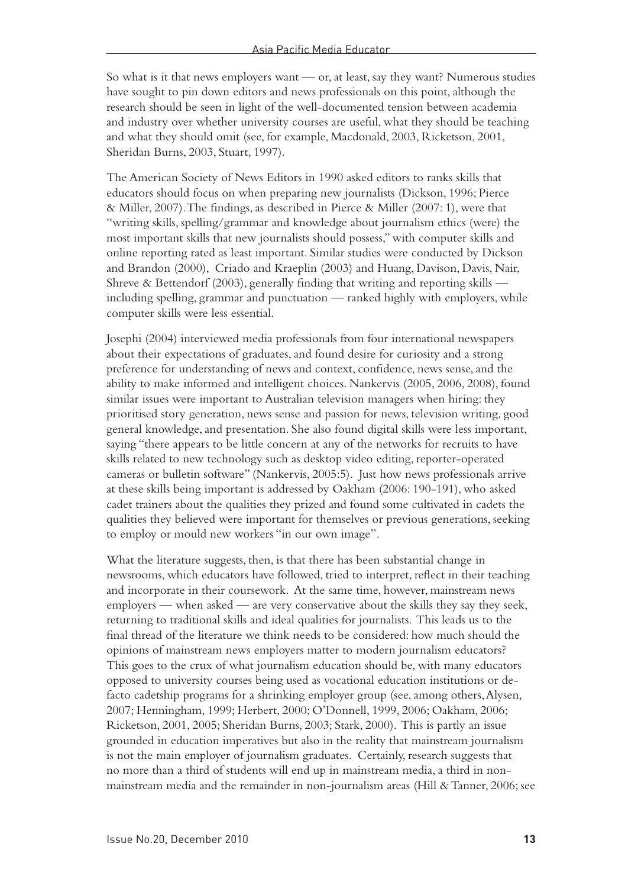So what is it that news employers want — or, at least, say they want? Numerous studies have sought to pin down editors and news professionals on this point, although the research should be seen in light of the well-documented tension between academia and industry over whether university courses are useful, what they should be teaching and what they should omit (see, for example, Macdonald, 2003, Ricketson, 2001, Sheridan Burns, 2003, Stuart, 1997).

The American Society of News Editors in 1990 asked editors to ranks skills that educators should focus on when preparing new journalists (Dickson, 1996; Pierce & Miller, 2007). The findings, as described in Pierce & Miller (2007: 1), were that "writing skills, spelling/grammar and knowledge about journalism ethics (were) the most important skills that new journalists should possess," with computer skills and online reporting rated as least important. Similar studies were conducted by Dickson and Brandon (2000), Criado and Kraeplin (2003) and Huang, Davison, Davis, Nair, Shreve & Bettendorf (2003), generally finding that writing and reporting skills — including spelling, grammar and punctuation — ranked highly with employers, while computer skills were less essential.

Josephi (2004) interviewed media professionals from four international newspapers about their expectations of graduates, and found desire for curiosity and a strong preference for understanding of news and context, confidence, news sense, and the ability to make informed and intelligent choices. Nankervis (2005, 2006, 2008), found similar issues were important to Australian television managers when hiring: they prioritised story generation, news sense and passion for news, television writing, good general knowledge, and presentation. She also found digital skills were less important, saying "there appears to be little concern at any of the networks for recruits to have skills related to new technology such as desktop video editing, reporter-operated cameras or bulletin software" (Nankervis, 2005:5). Just how news professionals arrive at these skills being important is addressed by Oakham (2006: 190-191), who asked cadet trainers about the qualities they prized and found some cultivated in cadets the qualities they believed were important for themselves or previous generations, seeking to employ or mould new workers "in our own image".

What the literature suggests, then, is that there has been substantial change in newsrooms, which educators have followed, tried to interpret, reflect in their teaching and incorporate in their coursework. At the same time, however, mainstream news employers — when asked — are very conservative about the skills they say they seek, returning to traditional skills and ideal qualities for journalists. This leads us to the final thread of the literature we think needs to be considered: how much should the opinions of mainstream news employers matter to modern journalism educators? This goes to the crux of what journalism education should be, with many educators opposed to university courses being used as vocational education institutions or de-facto cadetship programs for a shrinking employer group (see, among others, Alysen, 2007; Henningham, 1999; Herbert, 2000; O'Donnell, 1999, 2006; Oakham, 2006; Ricketson, 2001, 2005; Sheridan Burns, 2003; Stark, 2000). This is partly an issue grounded in education imperatives but also in the reality that mainstream journalism is not the main employer of journalism graduates. Certainly, research suggests that no more than a third of students will end up in mainstream media, a third in non-mainstream media and the remainder in non-journalism areas (Hill & Tanner, 2006; see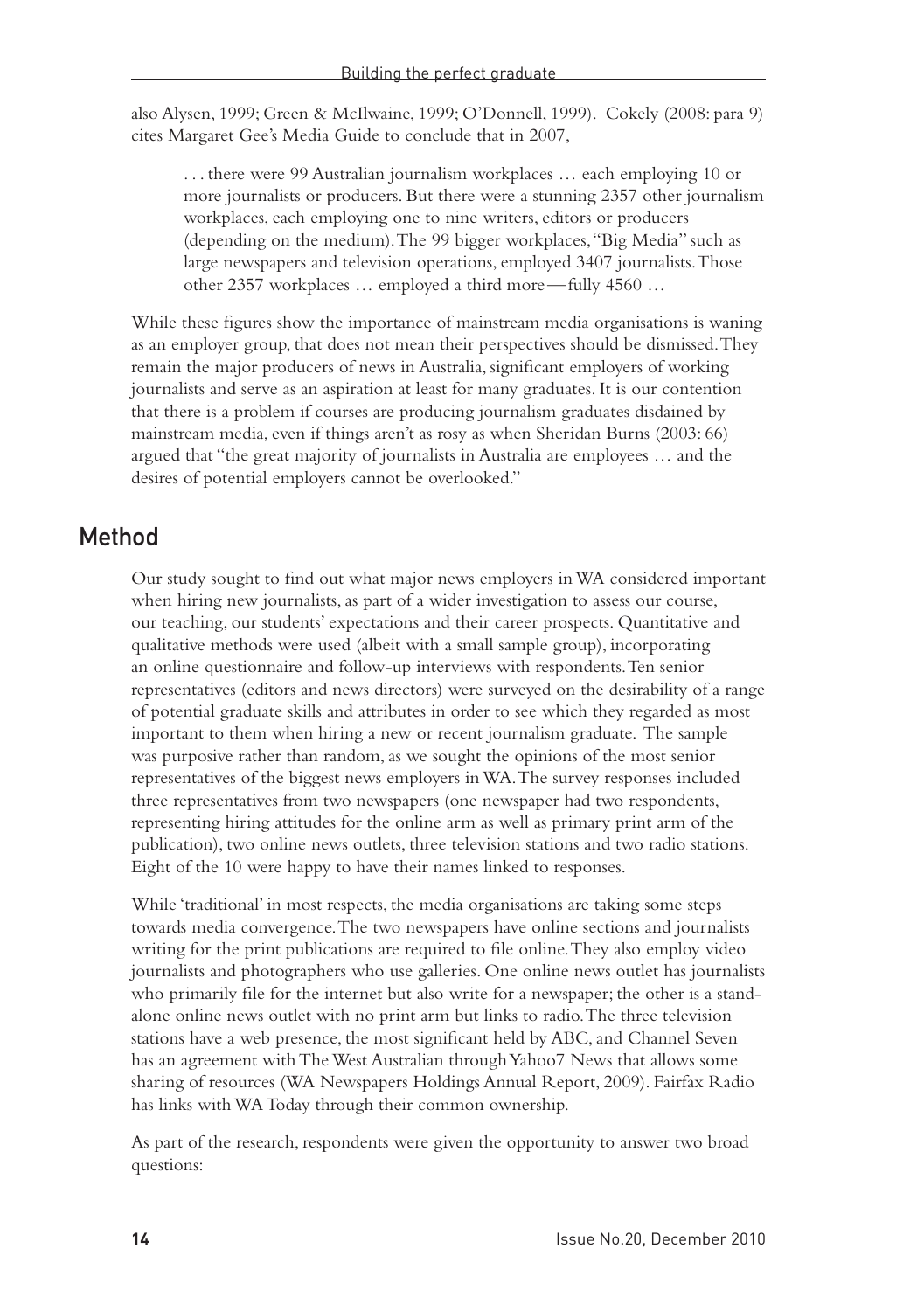also Alysen, 1999; Green & McIlwaine, 1999; O'Donnell, 1999). Cokely (2008: para 9) cites Margaret Gee's Media Guide to conclude that in 2007,

> . . . there were 99 Australian journalism workplaces … each employing 10 or more journalists or producers. But there were a stunning 2357 other journalism workplaces, each employing one to nine writers, editors or producers (depending on the medium). The 99 bigger workplaces, "Big Media" such as large newspapers and television operations, employed 3407 journalists. Those other 2357 workplaces … employed a third more—fully 4560 …

While these figures show the importance of mainstream media organisations is waning as an employer group, that does not mean their perspectives should be dismissed. They remain the major producers of news in Australia, significant employers of working journalists and serve as an aspiration at least for many graduates. It is our contention that there is a problem if courses are producing journalism graduates disdained by mainstream media, even if things aren't as rosy as when Sheridan Burns (2003: 66) argued that "the great majority of journalists in Australia are employees … and the desires of potential employers cannot be overlooked."

## Method

Our study sought to find out what major news employers in WA considered important when hiring new journalists, as part of a wider investigation to assess our course, our teaching, our students' expectations and their career prospects. Quantitative and qualitative methods were used (albeit with a small sample group), incorporating an online questionnaire and follow-up interviews with respondents. Ten senior representatives (editors and news directors) were surveyed on the desirability of a range of potential graduate skills and attributes in order to see which they regarded as most important to them when hiring a new or recent journalism graduate. The sample was purposive rather than random, as we sought the opinions of the most senior representatives of the biggest news employers in WA. The survey responses included three representatives from two newspapers (one newspaper had two respondents, representing hiring attitudes for the online arm as well as primary print arm of the publication), two online news outlets, three television stations and two radio stations. Eight of the 10 were happy to have their names linked to responses.

While 'traditional' in most respects, the media organisations are taking some steps towards media convergence. The two newspapers have online sections and journalists writing for the print publications are required to file online. They also employ video journalists and photographers who use galleries. One online news outlet has journalists who primarily file for the internet but also write for a newspaper; the other is a stand-alone online news outlet with no print arm but links to radio. The three television stations have a web presence, the most significant held by ABC, and Channel Seven has an agreement with The West Australian through Yahoo7 News that allows some sharing of resources (WA Newspapers Holdings Annual Report, 2009). Fairfax Radio has links with WA Today through their common ownership.

As part of the research, respondents were given the opportunity to answer two broad questions: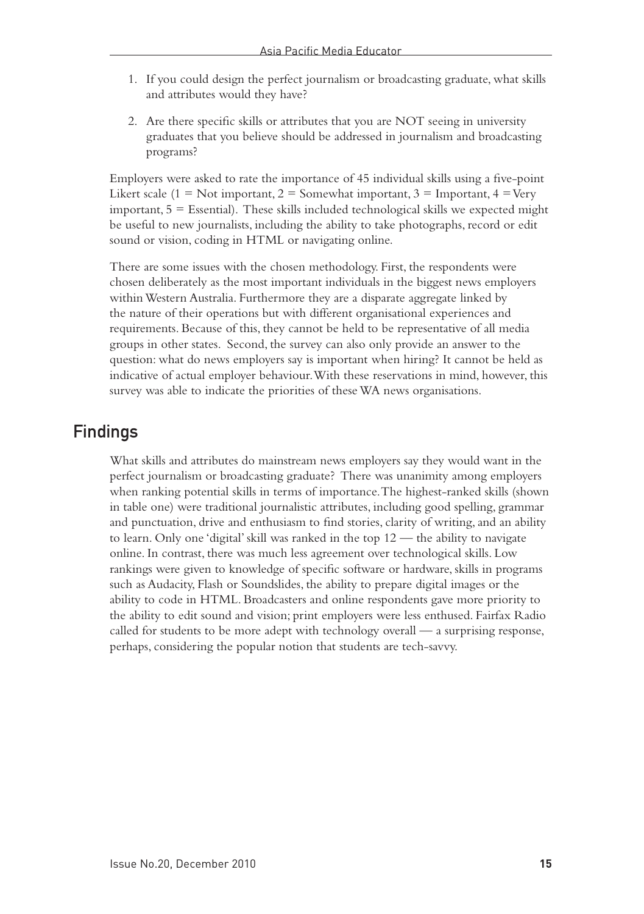1. If you could design the perfect journalism or broadcasting graduate, what skills and attributes would they have?
2. Are there specific skills or attributes that you are NOT seeing in university graduates that you believe should be addressed in journalism and broadcasting programs?

Employers were asked to rate the importance of 45 individual skills using a five-point Likert scale (1 = Not important, 2 = Somewhat important, 3 = Important, 4 = Very important, 5 = Essential). These skills included technological skills we expected might be useful to new journalists, including the ability to take photographs, record or edit sound or vision, coding in HTML or navigating online.

There are some issues with the chosen methodology. First, the respondents were chosen deliberately as the most important individuals in the biggest news employers within Western Australia. Furthermore they are a disparate aggregate linked by the nature of their operations but with different organisational experiences and requirements. Because of this, they cannot be held to be representative of all media groups in other states. Second, the survey can also only provide an answer to the question: what do news employers say is important when hiring? It cannot be held as indicative of actual employer behaviour. With these reservations in mind, however, this survey was able to indicate the priorities of these WA news organisations.

## Findings

What skills and attributes do mainstream news employers say they would want in the perfect journalism or broadcasting graduate? There was unanimity among employers when ranking potential skills in terms of importance. The highest-ranked skills (shown in table one) were traditional journalistic attributes, including good spelling, grammar and punctuation, drive and enthusiasm to find stories, clarity of writing, and an ability to learn. Only one 'digital' skill was ranked in the top 12 — the ability to navigate online. In contrast, there was much less agreement over technological skills. Low rankings were given to knowledge of specific software or hardware, skills in programs such as Audacity, Flash or Soundslides, the ability to prepare digital images or the ability to code in HTML. Broadcasters and online respondents gave more priority to the ability to edit sound and vision; print employers were less enthused. Fairfax Radio called for students to be more adept with technology overall — a surprising response, perhaps, considering the popular notion that students are tech-savvy.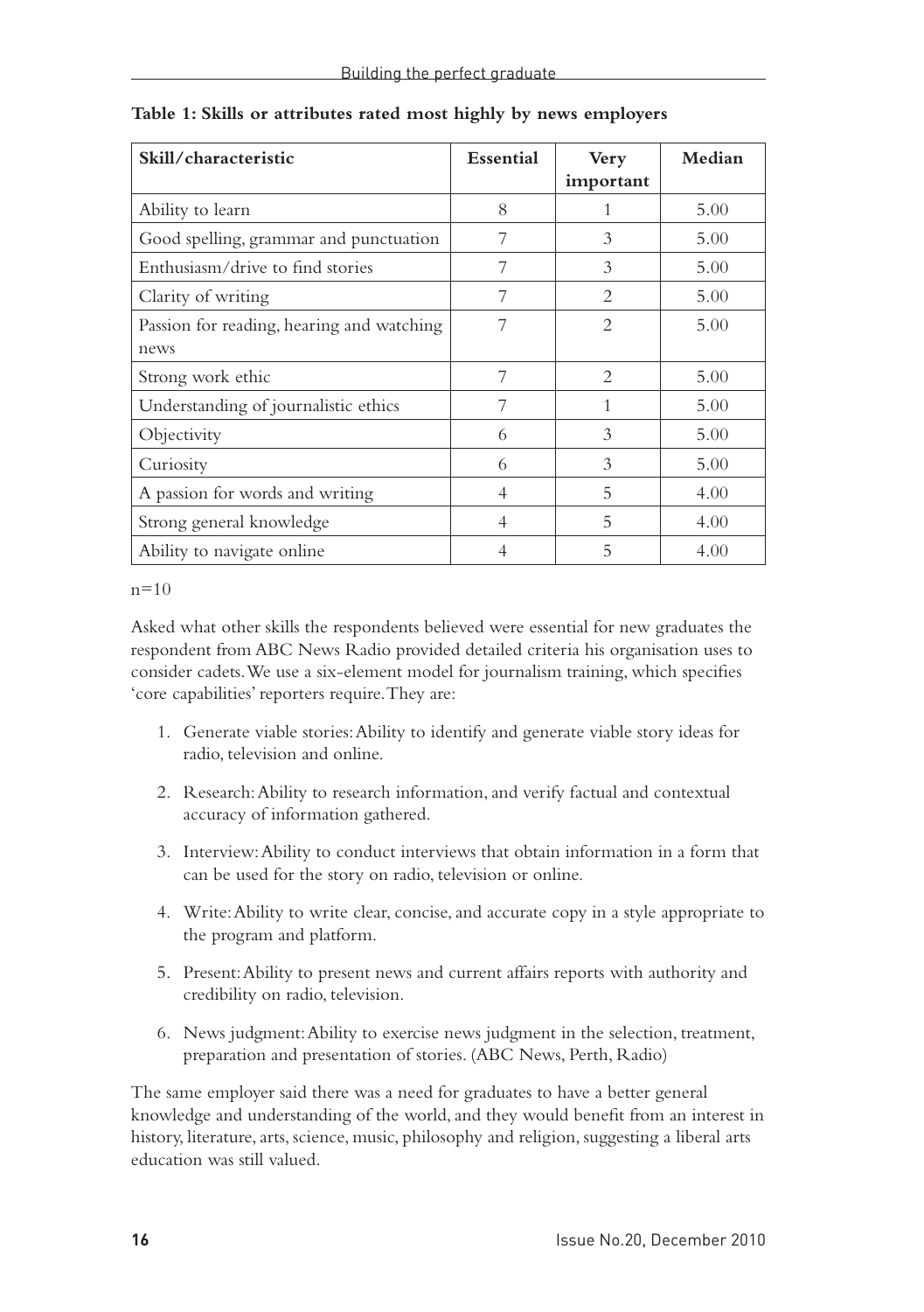**Table 1: Skills or attributes rated most highly by news employers**

| Skill/characteristic | Essential | Very important | Median |
|---|---|---|---|
| Ability to learn | 8 | 1 | 5.00 |
| Good spelling, grammar and punctuation | 7 | 3 | 5.00 |
| Enthusiasm/drive to find stories | 7 | 3 | 5.00 |
| Clarity of writing | 7 | 2 | 5.00 |
| Passion for reading, hearing and watching news | 7 | 2 | 5.00 |
| Strong work ethic | 7 | 2 | 5.00 |
| Understanding of journalistic ethics | 7 | 1 | 5.00 |
| Objectivity | 6 | 3 | 5.00 |
| Curiosity | 6 | 3 | 5.00 |
| A passion for words and writing | 4 | 5 | 4.00 |
| Strong general knowledge | 4 | 5 | 4.00 |
| Ability to navigate online | 4 | 5 | 4.00 |

n=10

Asked what other skills the respondents believed were essential for new graduates the respondent from ABC News Radio provided detailed criteria his organisation uses to consider cadets. We use a six-element model for journalism training, which specifies 'core capabilities' reporters require. They are:

1. Generate viable stories: Ability to identify and generate viable story ideas for radio, television and online.
2. Research: Ability to research information, and verify factual and contextual accuracy of information gathered.
3. Interview: Ability to conduct interviews that obtain information in a form that can be used for the story on radio, television or online.
4. Write: Ability to write clear, concise, and accurate copy in a style appropriate to the program and platform.
5. Present: Ability to present news and current affairs reports with authority and credibility on radio, television.
6. News judgment: Ability to exercise news judgment in the selection, treatment, preparation and presentation of stories. (ABC News, Perth, Radio)

The same employer said there was a need for graduates to have a better general knowledge and understanding of the world, and they would benefit from an interest in history, literature, arts, science, music, philosophy and religion, suggesting a liberal arts education was still valued.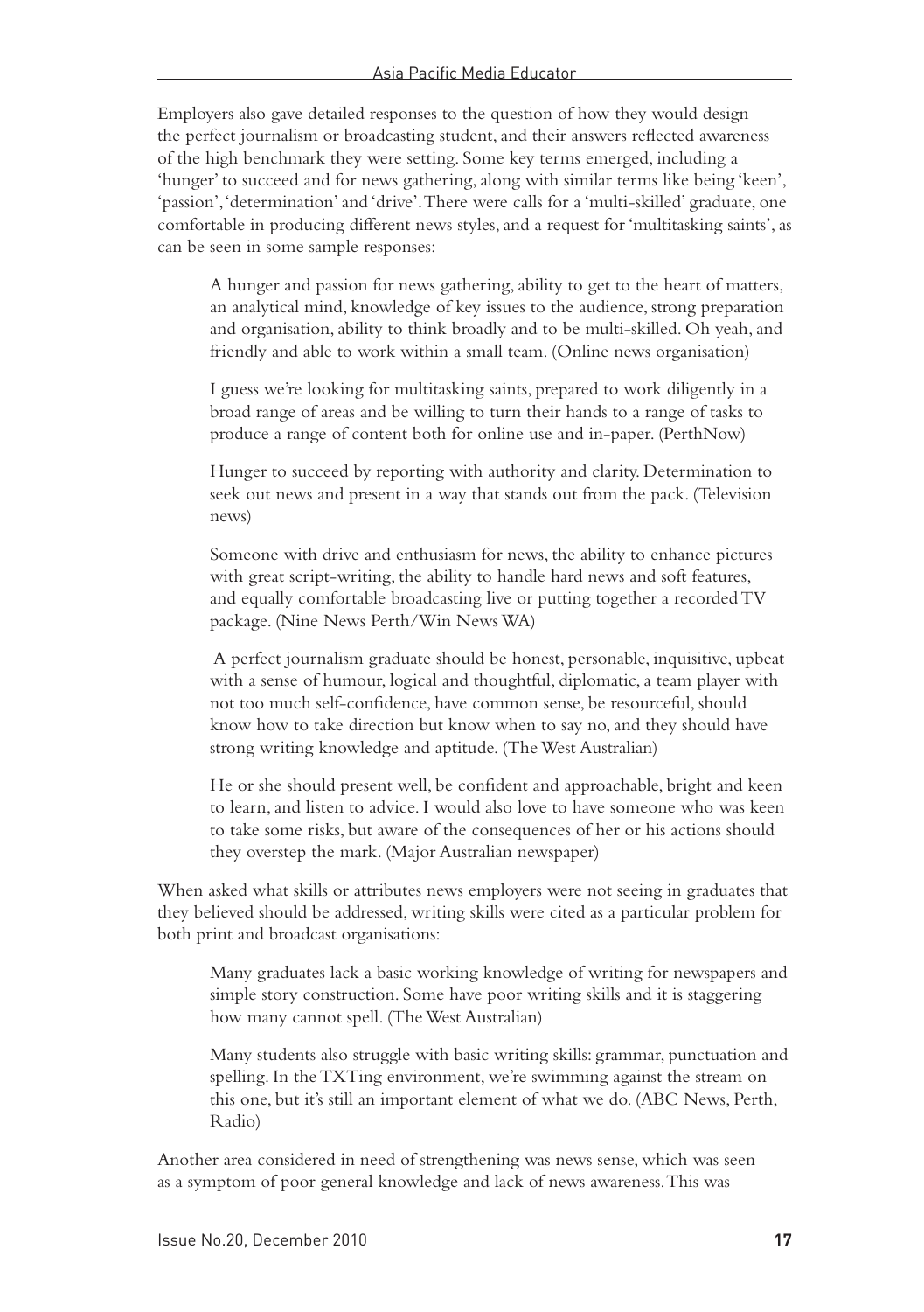Employers also gave detailed responses to the question of how they would design the perfect journalism or broadcasting student, and their answers reflected awareness of the high benchmark they were setting. Some key terms emerged, including a 'hunger' to succeed and for news gathering, along with similar terms like being 'keen', 'passion', 'determination' and 'drive'. There were calls for a 'multi-skilled' graduate, one comfortable in producing different news styles, and a request for 'multitasking saints', as can be seen in some sample responses:

> A hunger and passion for news gathering, ability to get to the heart of matters, an analytical mind, knowledge of key issues to the audience, strong preparation and organisation, ability to think broadly and to be multi-skilled. Oh yeah, and friendly and able to work within a small team. (Online news organisation)

> I guess we're looking for multitasking saints, prepared to work diligently in a broad range of areas and be willing to turn their hands to a range of tasks to produce a range of content both for online use and in-paper. (PerthNow)

> Hunger to succeed by reporting with authority and clarity. Determination to seek out news and present in a way that stands out from the pack. (Television news)

> Someone with drive and enthusiasm for news, the ability to enhance pictures with great script-writing, the ability to handle hard news and soft features, and equally comfortable broadcasting live or putting together a recorded TV package. (Nine News Perth/Win News WA)

> A perfect journalism graduate should be honest, personable, inquisitive, upbeat with a sense of humour, logical and thoughtful, diplomatic, a team player with not too much self-confidence, have common sense, be resourceful, should know how to take direction but know when to say no, and they should have strong writing knowledge and aptitude. (The West Australian)

> He or she should present well, be confident and approachable, bright and keen to learn, and listen to advice. I would also love to have someone who was keen to take some risks, but aware of the consequences of her or his actions should they overstep the mark. (Major Australian newspaper)

When asked what skills or attributes news employers were not seeing in graduates that they believed should be addressed, writing skills were cited as a particular problem for both print and broadcast organisations:

> Many graduates lack a basic working knowledge of writing for newspapers and simple story construction. Some have poor writing skills and it is staggering how many cannot spell. (The West Australian)

> Many students also struggle with basic writing skills: grammar, punctuation and spelling. In the TXTing environment, we're swimming against the stream on this one, but it's still an important element of what we do. (ABC News, Perth, Radio)

Another area considered in need of strengthening was news sense, which was seen as a symptom of poor general knowledge and lack of news awareness. This was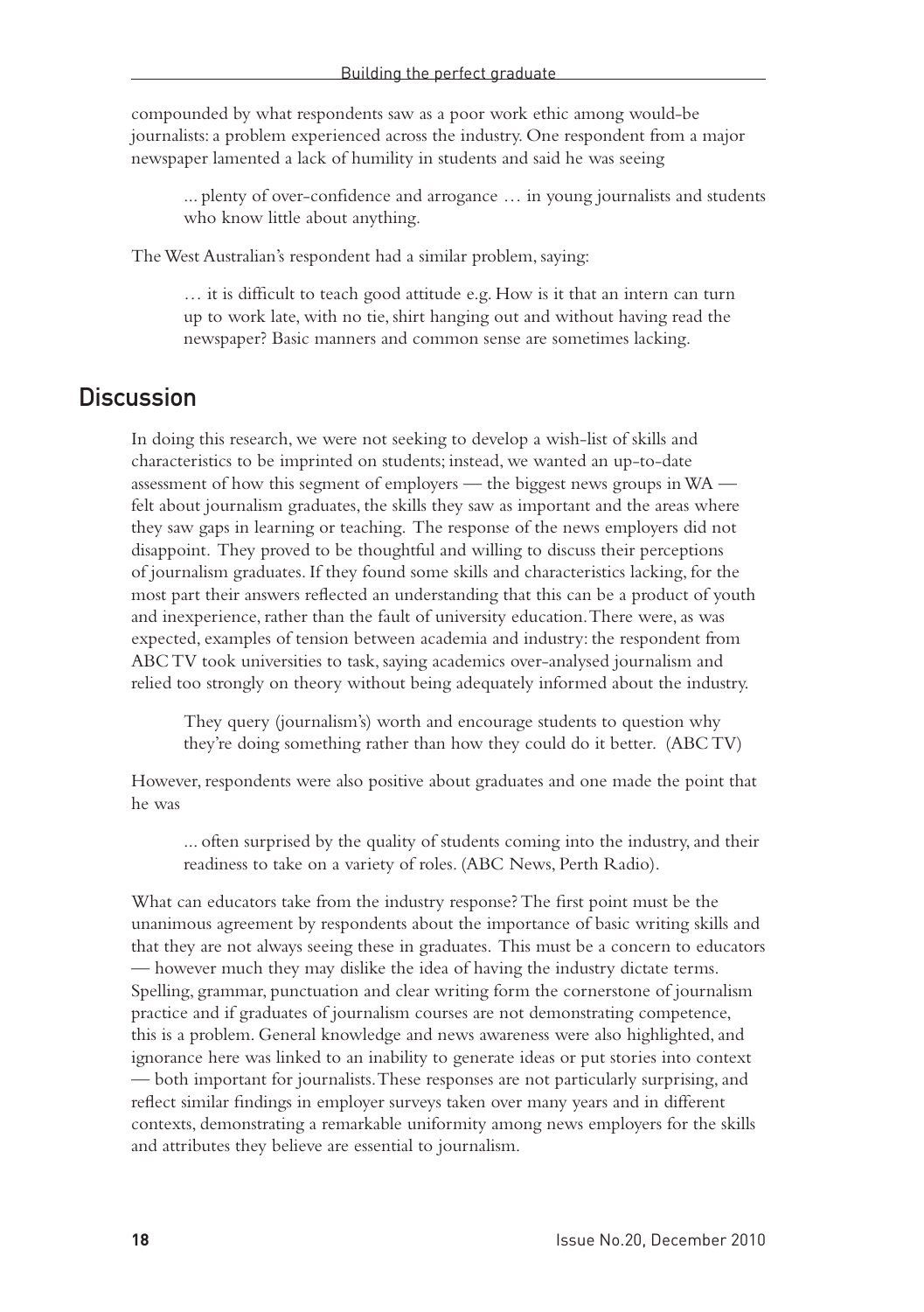compounded by what respondents saw as a poor work ethic among would-be journalists: a problem experienced across the industry. One respondent from a major newspaper lamented a lack of humility in students and said he was seeing

> ... plenty of over-confidence and arrogance … in young journalists and students who know little about anything.

The West Australian's respondent had a similar problem, saying:

> … it is difficult to teach good attitude e.g. How is it that an intern can turn up to work late, with no tie, shirt hanging out and without having read the newspaper? Basic manners and common sense are sometimes lacking.

## Discussion

In doing this research, we were not seeking to develop a wish-list of skills and characteristics to be imprinted on students; instead, we wanted an up-to-date assessment of how this segment of employers — the biggest news groups in WA — felt about journalism graduates, the skills they saw as important and the areas where they saw gaps in learning or teaching. The response of the news employers did not disappoint. They proved to be thoughtful and willing to discuss their perceptions of journalism graduates. If they found some skills and characteristics lacking, for the most part their answers reflected an understanding that this can be a product of youth and inexperience, rather than the fault of university education. There were, as was expected, examples of tension between academia and industry: the respondent from ABC TV took universities to task, saying academics over-analysed journalism and relied too strongly on theory without being adequately informed about the industry.

> They query (journalism's) worth and encourage students to question why they're doing something rather than how they could do it better. (ABC TV)

However, respondents were also positive about graduates and one made the point that he was

> ... often surprised by the quality of students coming into the industry, and their readiness to take on a variety of roles. (ABC News, Perth Radio).

What can educators take from the industry response? The first point must be the unanimous agreement by respondents about the importance of basic writing skills and that they are not always seeing these in graduates. This must be a concern to educators — however much they may dislike the idea of having the industry dictate terms. Spelling, grammar, punctuation and clear writing form the cornerstone of journalism practice and if graduates of journalism courses are not demonstrating competence, this is a problem. General knowledge and news awareness were also highlighted, and ignorance here was linked to an inability to generate ideas or put stories into context — both important for journalists. These responses are not particularly surprising, and reflect similar findings in employer surveys taken over many years and in different contexts, demonstrating a remarkable uniformity among news employers for the skills and attributes they believe are essential to journalism.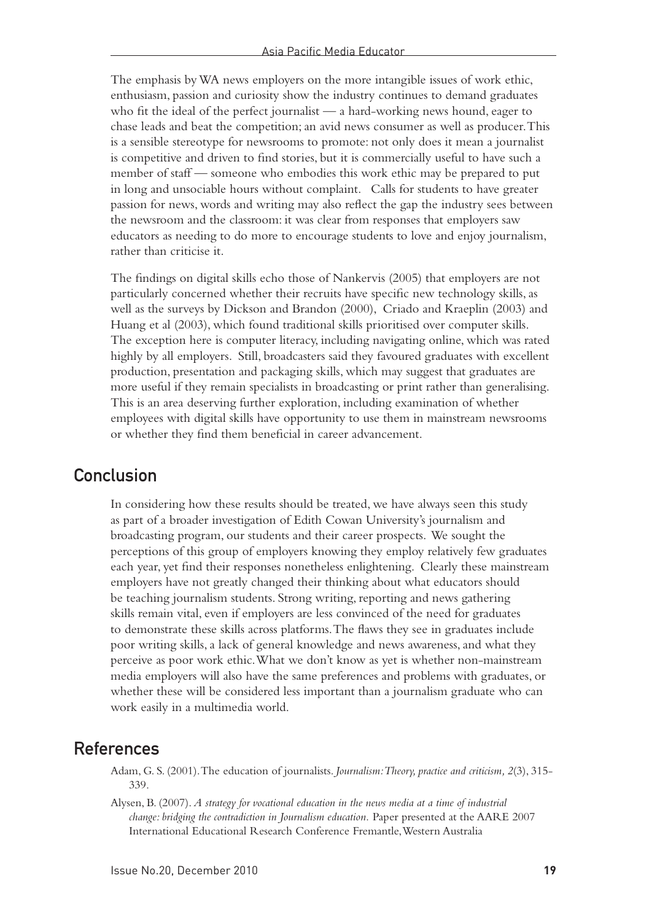The emphasis by WA news employers on the more intangible issues of work ethic, enthusiasm, passion and curiosity show the industry continues to demand graduates who fit the ideal of the perfect journalist — a hard-working news hound, eager to chase leads and beat the competition; an avid news consumer as well as producer. This is a sensible stereotype for newsrooms to promote: not only does it mean a journalist is competitive and driven to find stories, but it is commercially useful to have such a member of staff — someone who embodies this work ethic may be prepared to put in long and unsociable hours without complaint. Calls for students to have greater passion for news, words and writing may also reflect the gap the industry sees between the newsroom and the classroom: it was clear from responses that employers saw educators as needing to do more to encourage students to love and enjoy journalism, rather than criticise it.

The findings on digital skills echo those of Nankervis (2005) that employers are not particularly concerned whether their recruits have specific new technology skills, as well as the surveys by Dickson and Brandon (2000), Criado and Kraeplin (2003) and Huang et al (2003), which found traditional skills prioritised over computer skills. The exception here is computer literacy, including navigating online, which was rated highly by all employers. Still, broadcasters said they favoured graduates with excellent production, presentation and packaging skills, which may suggest that graduates are more useful if they remain specialists in broadcasting or print rather than generalising. This is an area deserving further exploration, including examination of whether employees with digital skills have opportunity to use them in mainstream newsrooms or whether they find them beneficial in career advancement.

## Conclusion

In considering how these results should be treated, we have always seen this study as part of a broader investigation of Edith Cowan University's journalism and broadcasting program, our students and their career prospects. We sought the perceptions of this group of employers knowing they employ relatively few graduates each year, yet find their responses nonetheless enlightening. Clearly these mainstream employers have not greatly changed their thinking about what educators should be teaching journalism students. Strong writing, reporting and news gathering skills remain vital, even if employers are less convinced of the need for graduates to demonstrate these skills across platforms. The flaws they see in graduates include poor writing skills, a lack of general knowledge and news awareness, and what they perceive as poor work ethic. What we don't know as yet is whether non-mainstream media employers will also have the same preferences and problems with graduates, or whether these will be considered less important than a journalism graduate who can work easily in a multimedia world.

## References

Adam, G. S. (2001). The education of journalists. *Journalism: Theory, practice and criticism, 2*(3), 315-339.

Alysen, B. (2007). *A strategy for vocational education in the news media at a time of industrial change: bridging the contradiction in Journalism education.* Paper presented at the AARE 2007 International Educational Research Conference Fremantle, Western Australia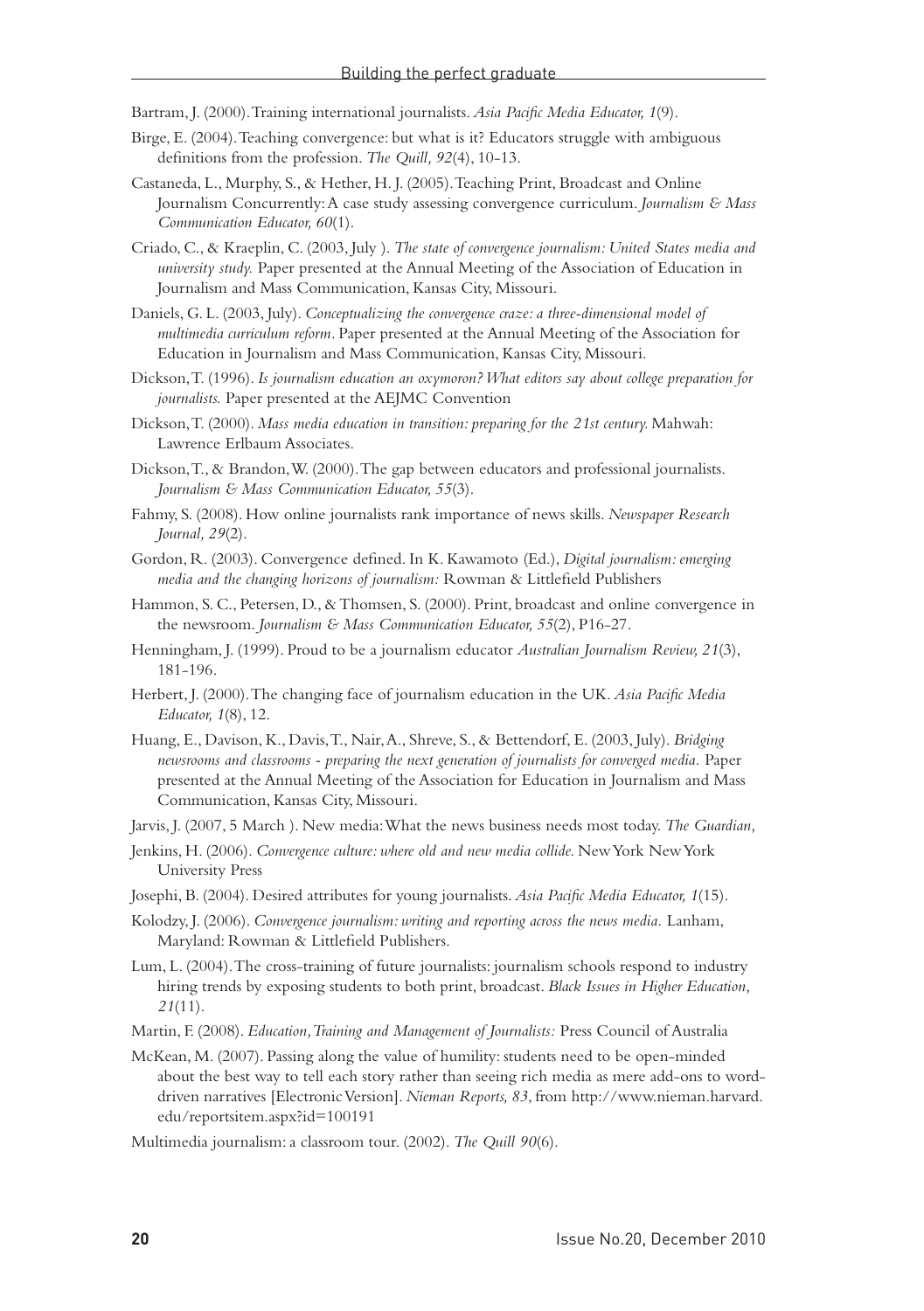Bartram, J. (2000). Training international journalists. *Asia Pacific Media Educator, 1*(9).

Birge, E. (2004). Teaching convergence: but what is it? Educators struggle with ambiguous definitions from the profession. *The Quill, 92*(4), 10-13.

Castaneda, L., Murphy, S., & Hether, H. J. (2005). Teaching Print, Broadcast and Online Journalism Concurrently: A case study assessing convergence curriculum. *Journalism & Mass Communication Educator, 60*(1).

Criado, C., & Kraeplin, C. (2003, July ). *The state of convergence journalism: United States media and university study.* Paper presented at the Annual Meeting of the Association of Education in Journalism and Mass Communication, Kansas City, Missouri.

Daniels, G. L. (2003, July). *Conceptualizing the convergence craze: a three-dimensional model of multimedia curriculum reform.* Paper presented at the Annual Meeting of the Association for Education in Journalism and Mass Communication, Kansas City, Missouri.

Dickson, T. (1996). *Is journalism education an oxymoron? What editors say about college preparation for journalists.* Paper presented at the AEJMC Convention

Dickson, T. (2000). *Mass media education in transition: preparing for the 21st century.* Mahwah: Lawrence Erlbaum Associates.

Dickson, T., & Brandon, W. (2000). The gap between educators and professional journalists. *Journalism & Mass Communication Educator, 55*(3).

Fahmy, S. (2008). How online journalists rank importance of news skills. *Newspaper Research Journal, 29*(2).

Gordon, R. (2003). Convergence defined. In K. Kawamoto (Ed.), *Digital journalism: emerging media and the changing horizons of journalism:* Rowman & Littlefield Publishers

Hammon, S. C., Petersen, D., & Thomsen, S. (2000). Print, broadcast and online convergence in the newsroom. *Journalism & Mass Communication Educator, 55*(2), P16-27.

Henningham, J. (1999). Proud to be a journalism educator *Australian Journalism Review, 21*(3), 181-196.

Herbert, J. (2000). The changing face of journalism education in the UK. *Asia Pacific Media Educator, 1*(8), 12.

Huang, E., Davison, K., Davis, T., Nair, A., Shreve, S., & Bettendorf, E. (2003, July). *Bridging newsrooms and classrooms - preparing the next generation of journalists for converged media.* Paper presented at the Annual Meeting of the Association for Education in Journalism and Mass Communication, Kansas City, Missouri.

Jarvis, J. (2007, 5 March ). New media: What the news business needs most today. *The Guardian,*

Jenkins, H. (2006). *Convergence culture: where old and new media collide.* New York New York University Press

Josephi, B. (2004). Desired attributes for young journalists. *Asia Pacific Media Educator, 1*(15).

Kolodzy, J. (2006). *Convergence journalism: writing and reporting across the news media.* Lanham, Maryland: Rowman & Littlefield Publishers.

Lum, L. (2004). The cross-training of future journalists: journalism schools respond to industry hiring trends by exposing students to both print, broadcast. *Black Issues in Higher Education, 21*(11).

Martin, F. (2008). *Education, Training and Management of Journalists:* Press Council of Australia

McKean, M. (2007). Passing along the value of humility: students need to be open-minded about the best way to tell each story rather than seeing rich media as mere add-ons to word-driven narratives [Electronic Version]. *Nieman Reports, 83*, from http://www.nieman.harvard.edu/reportsitem.aspx?id=100191

Multimedia journalism: a classroom tour. (2002). *The Quill 90*(6).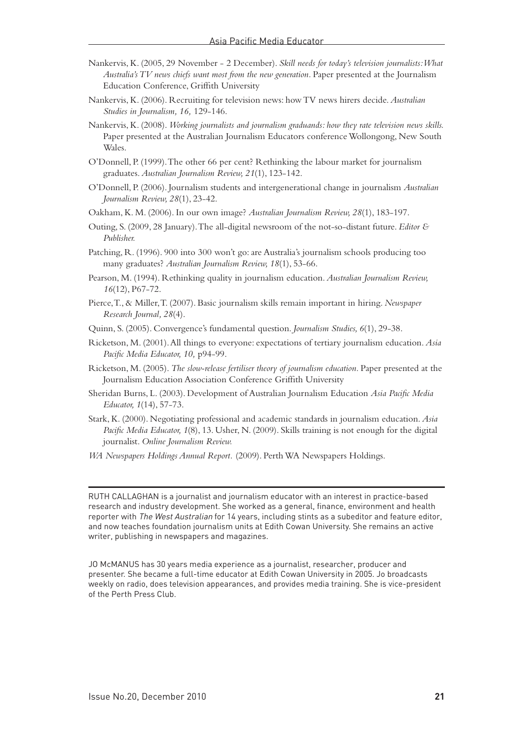Nankervis, K. (2005, 29 November - 2 December). *Skill needs for today's television journalists: What Australia's TV news chiefs want most from the new generation*. Paper presented at the Journalism Education Conference, Griffith University

Nankervis, K. (2006). Recruiting for television news: how TV news hirers decide. *Australian Studies in Journalism, 16,* 129-146.

Nankervis, K. (2008). *Working journalists and journalism graduands: how they rate television news skills.* Paper presented at the Australian Journalism Educators conference Wollongong, New South Wales.

O'Donnell, P. (1999). The other 66 per cent? Rethinking the labour market for journalism graduates. *Australian Journalism Review, 21*(1), 123-142.

O'Donnell, P. (2006). Journalism students and intergenerational change in journalism *Australian Journalism Review, 28*(1), 23-42.

Oakham, K. M. (2006). In our own image? *Australian Journalism Review, 28*(1), 183-197.

Outing, S. (2009, 28 January). The all-digital newsroom of the not-so-distant future. *Editor & Publisher.*

Patching, R. (1996). 900 into 300 won't go: are Australia's journalism schools producing too many graduates? *Australian Journalism Review, 18*(1), 53-66.

Pearson, M. (1994). Rethinking quality in journalism education. *Australian Journalism Review, 16*(12), P67-72.

Pierce, T., & Miller, T. (2007). Basic journalism skills remain important in hiring. *Newspaper Research Journal, 28*(4).

Quinn, S. (2005). Convergence's fundamental question. *Journalism Studies, 6*(1), 29-38.

Ricketson, M. (2001). All things to everyone: expectations of tertiary journalism education. *Asia Pacific Media Educator, 10,* p94-99.

Ricketson, M. (2005). *The slow-release fertiliser theory of journalism education*. Paper presented at the Journalism Education Association Conference Griffith University

Sheridan Burns, L. (2003). Development of Australian Journalism Education *Asia Pacific Media Educator, 1*(14), 57-73.

Stark, K. (2000). Negotiating professional and academic standards in journalism education. *Asia Pacific Media Educator, 1*(8), 13. Usher, N. (2009). Skills training is not enough for the digital journalist. *Online Journalism Review.*

*WA Newspapers Holdings Annual Report.* (2009). Perth WA Newspapers Holdings.

---

RUTH CALLAGHAN is a journalist and journalism educator with an interest in practice-based research and industry development. She worked as a general, finance, environment and health reporter with *The West Australian* for 14 years, including stints as a subeditor and feature editor, and now teaches foundation journalism units at Edith Cowan University. She remains an active writer, publishing in newspapers and magazines.

JO McMANUS has 30 years media experience as a journalist, researcher, producer and presenter. She became a full-time educator at Edith Cowan University in 2005. Jo broadcasts weekly on radio, does television appearances, and provides media training. She is vice-president of the Perth Press Club.